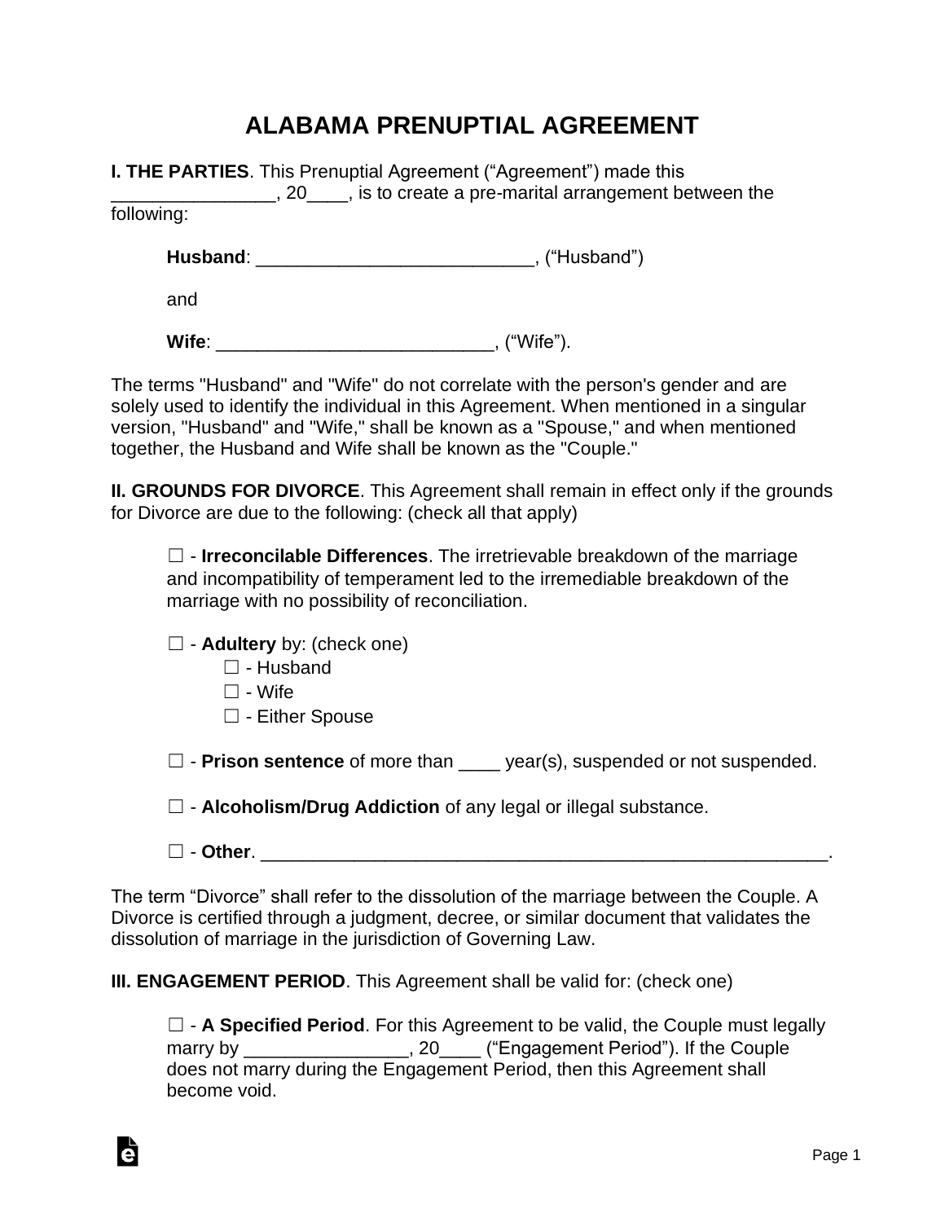# ALABAMA PRENUPTIAL AGREEMENT

**I. THE PARTIES**. This Prenuptial Agreement ("Agreement") made this ________________, 20____, is to create a pre-marital arrangement between the following:

**Husband**: ___________________________, ("Husband")

and

**Wife**: ___________________________, ("Wife").

The terms "Husband" and "Wife" do not correlate with the person's gender and are solely used to identify the individual in this Agreement. When mentioned in a singular version, "Husband" and "Wife," shall be known as a "Spouse," and when mentioned together, the Husband and Wife shall be known as the "Couple."

**II. GROUNDS FOR DIVORCE**. This Agreement shall remain in effect only if the grounds for Divorce are due to the following: (check all that apply)

☐ - **Irreconcilable Differences**. The irretrievable breakdown of the marriage and incompatibility of temperament led to the irremediable breakdown of the marriage with no possibility of reconciliation.

☐ - **Adultery** by: (check one)
- ☐ - Husband
- ☐ - Wife
- ☐ - Either Spouse

☐ - **Prison sentence** of more than ____ year(s), suspended or not suspended.

☐ - **Alcoholism/Drug Addiction** of any legal or illegal substance.

☐ - **Other**. ___________________________________________________________.

The term "Divorce" shall refer to the dissolution of the marriage between the Couple. A Divorce is certified through a judgment, decree, or similar document that validates the dissolution of marriage in the jurisdiction of Governing Law.

**III. ENGAGEMENT PERIOD**. This Agreement shall be valid for: (check one)

☐ - **A Specified Period**. For this Agreement to be valid, the Couple must legally marry by ________________, 20____ ("Engagement Period"). If the Couple does not marry during the Engagement Period, then this Agreement shall become void.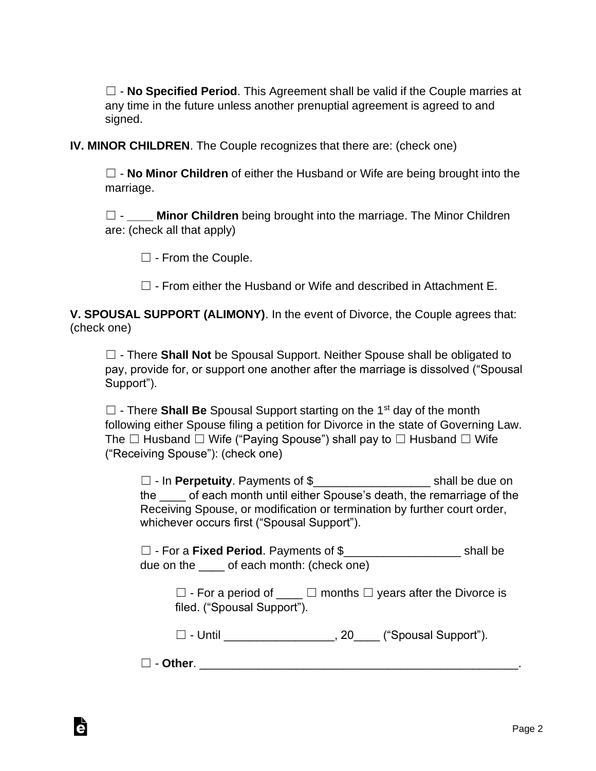☐ - **No Specified Period**. This Agreement shall be valid if the Couple marries at any time in the future unless another prenuptial agreement is agreed to and signed.

**IV. MINOR CHILDREN**. The Couple recognizes that there are: (check one)

☐ - **No Minor Children** of either the Husband or Wife are being brought into the marriage.

☐ - ____ **Minor Children** being brought into the marriage. The Minor Children are: (check all that apply)

☐ - From the Couple.

☐ - From either the Husband or Wife and described in Attachment E.

**V. SPOUSAL SUPPORT (ALIMONY)**. In the event of Divorce, the Couple agrees that: (check one)

☐ - There **Shall Not** be Spousal Support. Neither Spouse shall be obligated to pay, provide for, or support one another after the marriage is dissolved ("Spousal Support").

☐ - There **Shall Be** Spousal Support starting on the 1st day of the month following either Spouse filing a petition for Divorce in the state of Governing Law. The ☐ Husband ☐ Wife ("Paying Spouse") shall pay to ☐ Husband ☐ Wife ("Receiving Spouse"): (check one)

☐ - In **Perpetuity**. Payments of $__________________ shall be due on the ____ of each month until either Spouse's death, the remarriage of the Receiving Spouse, or modification or termination by further court order, whichever occurs first ("Spousal Support").

☐ - For a **Fixed Period**. Payments of $__________________ shall be due on the ____ of each month: (check one)

☐ - For a period of ____ ☐ months ☐ years after the Divorce is filed. ("Spousal Support").

☐ - Until _________________, 20____ ("Spousal Support").

☐ - **Other**. ___________________________________________________.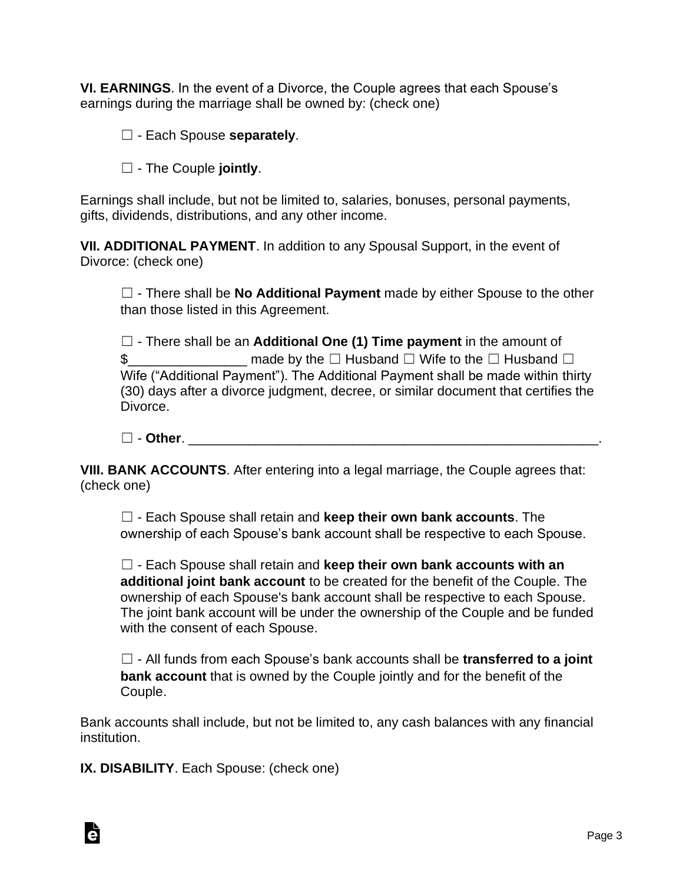**VI. EARNINGS**. In the event of a Divorce, the Couple agrees that each Spouse's earnings during the marriage shall be owned by: (check one)

☐ - Each Spouse **separately**.

☐ - The Couple **jointly**.

Earnings shall include, but not be limited to, salaries, bonuses, personal payments, gifts, dividends, distributions, and any other income.

**VII. ADDITIONAL PAYMENT**. In addition to any Spousal Support, in the event of Divorce: (check one)

☐ - There shall be **No Additional Payment** made by either Spouse to the other than those listed in this Agreement.

☐ - There shall be an **Additional One (1) Time payment** in the amount of $________________ made by the ☐ Husband ☐ Wife to the ☐ Husband ☐ Wife ("Additional Payment"). The Additional Payment shall be made within thirty (30) days after a divorce judgment, decree, or similar document that certifies the Divorce.

☐ - **Other**. ________________________________________________________.

**VIII. BANK ACCOUNTS**. After entering into a legal marriage, the Couple agrees that: (check one)

☐ - Each Spouse shall retain and **keep their own bank accounts**. The ownership of each Spouse's bank account shall be respective to each Spouse.

☐ - Each Spouse shall retain and **keep their own bank accounts with an additional joint bank account** to be created for the benefit of the Couple. The ownership of each Spouse's bank account shall be respective to each Spouse. The joint bank account will be under the ownership of the Couple and be funded with the consent of each Spouse.

☐ - All funds from each Spouse's bank accounts shall be **transferred to a joint bank account** that is owned by the Couple jointly and for the benefit of the Couple.

Bank accounts shall include, but not be limited to, any cash balances with any financial institution.

**IX. DISABILITY**. Each Spouse: (check one)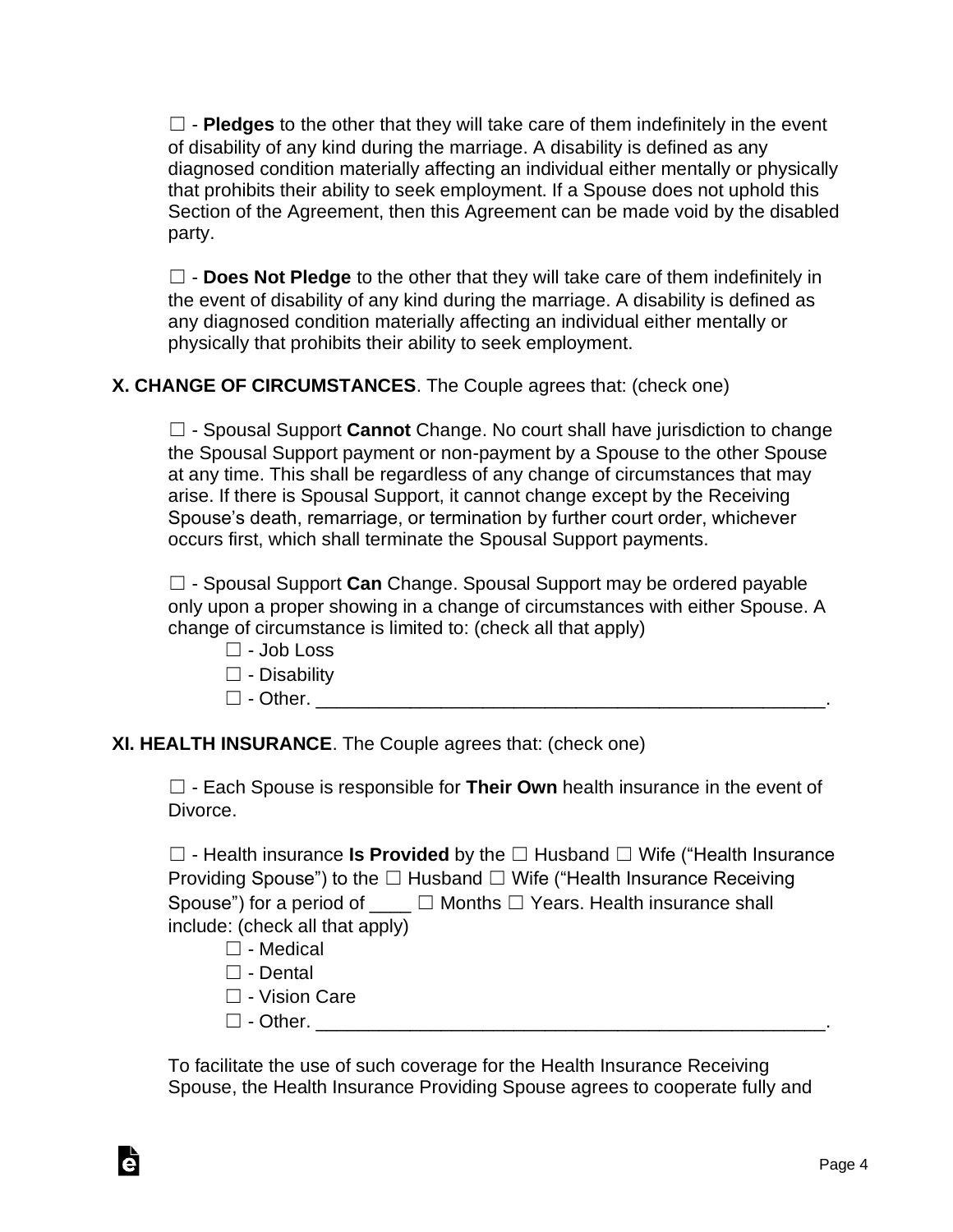☐ - **Pledges** to the other that they will take care of them indefinitely in the event of disability of any kind during the marriage. A disability is defined as any diagnosed condition materially affecting an individual either mentally or physically that prohibits their ability to seek employment. If a Spouse does not uphold this Section of the Agreement, then this Agreement can be made void by the disabled party.

☐ - **Does Not Pledge** to the other that they will take care of them indefinitely in the event of disability of any kind during the marriage. A disability is defined as any diagnosed condition materially affecting an individual either mentally or physically that prohibits their ability to seek employment.

**X. CHANGE OF CIRCUMSTANCES**. The Couple agrees that: (check one)

☐ - Spousal Support **Cannot** Change. No court shall have jurisdiction to change the Spousal Support payment or non-payment by a Spouse to the other Spouse at any time. This shall be regardless of any change of circumstances that may arise. If there is Spousal Support, it cannot change except by the Receiving Spouse's death, remarriage, or termination by further court order, whichever occurs first, which shall terminate the Spousal Support payments.

☐ - Spousal Support **Can** Change. Spousal Support may be ordered payable only upon a proper showing in a change of circumstances with either Spouse. A change of circumstance is limited to: (check all that apply)

- ☐ - Job Loss
- ☐ - Disability
- ☐ - Other. _________________________________________________.

**XI. HEALTH INSURANCE**. The Couple agrees that: (check one)

☐ - Each Spouse is responsible for **Their Own** health insurance in the event of Divorce.

☐ - Health insurance **Is Provided** by the ☐ Husband ☐ Wife ("Health Insurance Providing Spouse") to the ☐ Husband ☐ Wife ("Health Insurance Receiving Spouse") for a period of ____ ☐ Months ☐ Years. Health insurance shall include: (check all that apply)

- ☐ - Medical
- ☐ - Dental
- ☐ - Vision Care
- ☐ - Other. _________________________________________________.

To facilitate the use of such coverage for the Health Insurance Receiving Spouse, the Health Insurance Providing Spouse agrees to cooperate fully and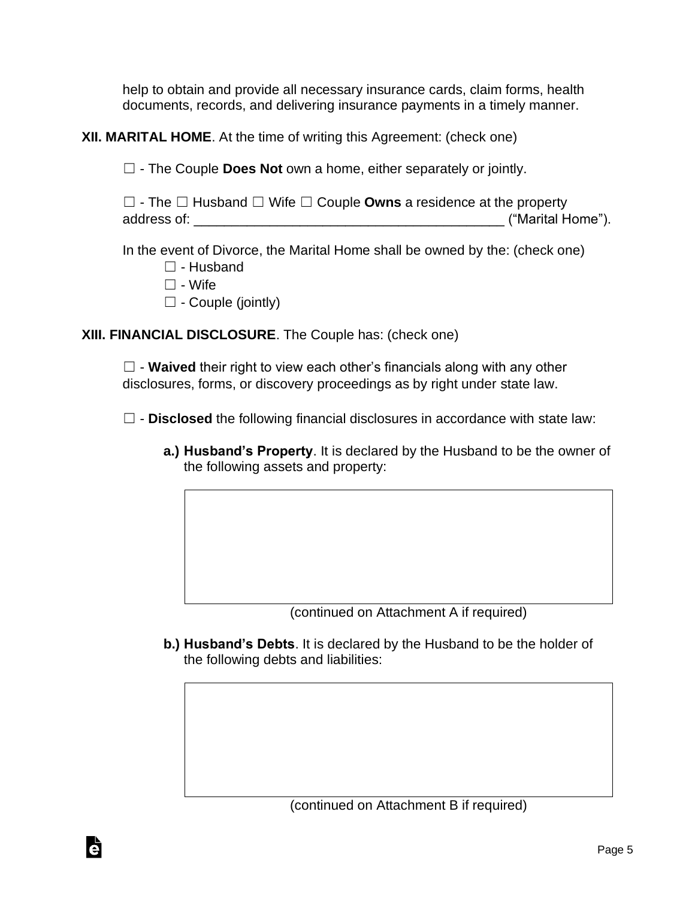help to obtain and provide all necessary insurance cards, claim forms, health documents, records, and delivering insurance payments in a timely manner.

**XII. MARITAL HOME**. At the time of writing this Agreement: (check one)

☐ - The Couple **Does Not** own a home, either separately or jointly.

☐ - The ☐ Husband ☐ Wife ☐ Couple **Owns** a residence at the property address of: ________________________________________ ("Marital Home").

In the event of Divorce, the Marital Home shall be owned by the: (check one)

☐ - Husband
☐ - Wife
☐ - Couple (jointly)

**XIII. FINANCIAL DISCLOSURE**. The Couple has: (check one)

☐ - **Waived** their right to view each other's financials along with any other disclosures, forms, or discovery proceedings as by right under state law.

☐ - **Disclosed** the following financial disclosures in accordance with state law:

**a.) Husband's Property**. It is declared by the Husband to be the owner of the following assets and property:

| |
|---|
| |

(continued on Attachment A if required)

**b.) Husband's Debts**. It is declared by the Husband to be the holder of the following debts and liabilities:

| |
|---|
| |

(continued on Attachment B if required)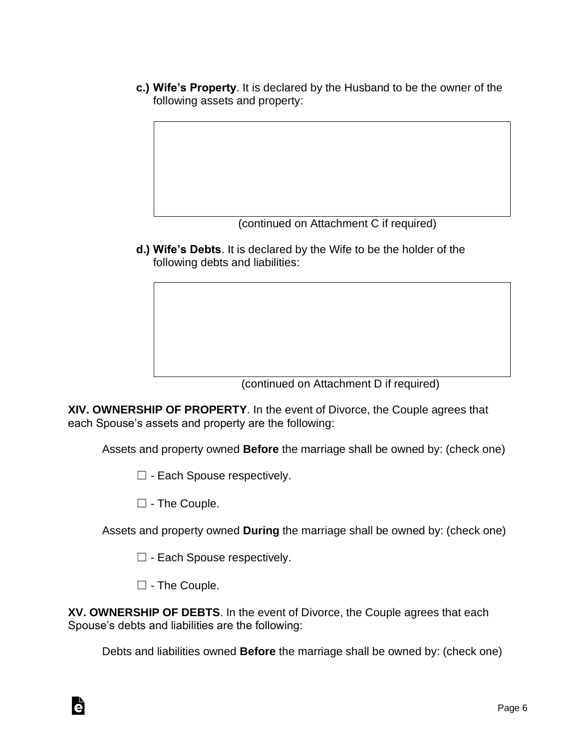**c.) Wife's Property**. It is declared by the Husband to be the owner of the following assets and property:

| |
|---|
| |

(continued on Attachment C if required)

**d.) Wife's Debts**. It is declared by the Wife to be the holder of the following debts and liabilities:

| |
|---|
| |

(continued on Attachment D if required)

**XIV. OWNERSHIP OF PROPERTY**. In the event of Divorce, the Couple agrees that each Spouse's assets and property are the following:

Assets and property owned **Before** the marriage shall be owned by: (check one)

☐ - Each Spouse respectively.

☐ - The Couple.

Assets and property owned **During** the marriage shall be owned by: (check one)

☐ - Each Spouse respectively.

☐ - The Couple.

**XV. OWNERSHIP OF DEBTS**. In the event of Divorce, the Couple agrees that each Spouse's debts and liabilities are the following:

Debts and liabilities owned **Before** the marriage shall be owned by: (check one)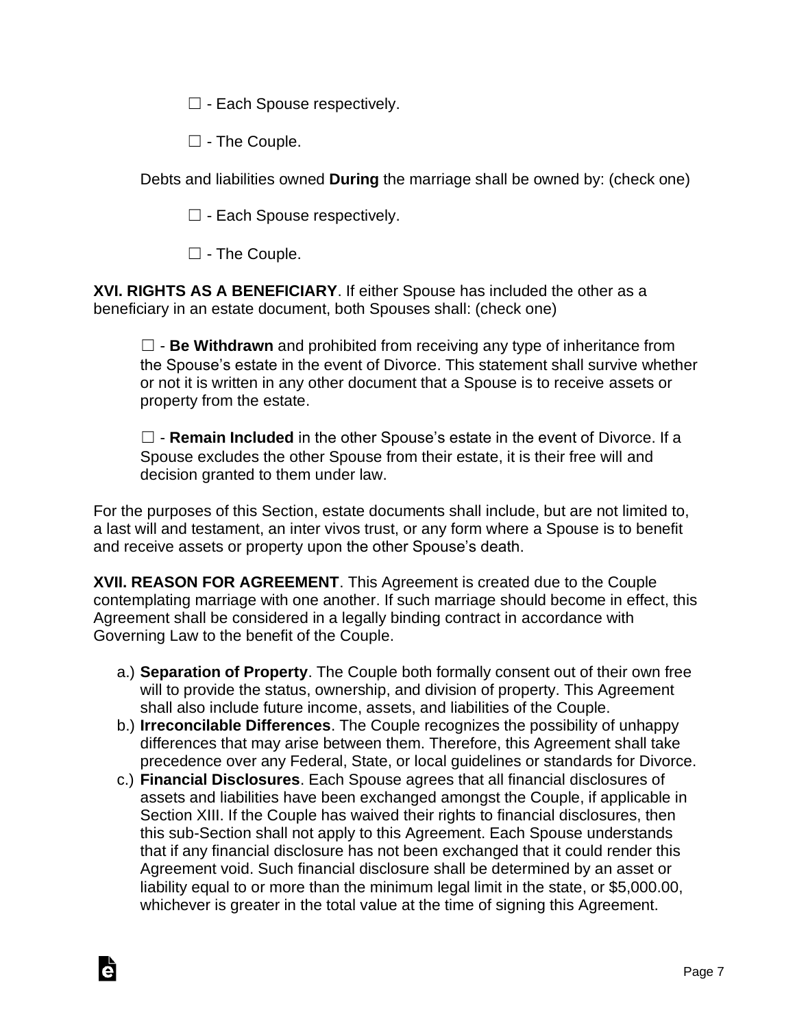☐ - Each Spouse respectively.

☐ - The Couple.

Debts and liabilities owned **During** the marriage shall be owned by: (check one)

☐ - Each Spouse respectively.

☐ - The Couple.

**XVI. RIGHTS AS A BENEFICIARY**. If either Spouse has included the other as a beneficiary in an estate document, both Spouses shall: (check one)

☐ - **Be Withdrawn** and prohibited from receiving any type of inheritance from the Spouse's estate in the event of Divorce. This statement shall survive whether or not it is written in any other document that a Spouse is to receive assets or property from the estate.

☐ - **Remain Included** in the other Spouse's estate in the event of Divorce. If a Spouse excludes the other Spouse from their estate, it is their free will and decision granted to them under law.

For the purposes of this Section, estate documents shall include, but are not limited to, a last will and testament, an inter vivos trust, or any form where a Spouse is to benefit and receive assets or property upon the other Spouse's death.

**XVII. REASON FOR AGREEMENT**. This Agreement is created due to the Couple contemplating marriage with one another. If such marriage should become in effect, this Agreement shall be considered in a legally binding contract in accordance with Governing Law to the benefit of the Couple.

a.) **Separation of Property**. The Couple both formally consent out of their own free will to provide the status, ownership, and division of property. This Agreement shall also include future income, assets, and liabilities of the Couple.

b.) **Irreconcilable Differences**. The Couple recognizes the possibility of unhappy differences that may arise between them. Therefore, this Agreement shall take precedence over any Federal, State, or local guidelines or standards for Divorce.

c.) **Financial Disclosures**. Each Spouse agrees that all financial disclosures of assets and liabilities have been exchanged amongst the Couple, if applicable in Section XIII. If the Couple has waived their rights to financial disclosures, then this sub-Section shall not apply to this Agreement. Each Spouse understands that if any financial disclosure has not been exchanged that it could render this Agreement void. Such financial disclosure shall be determined by an asset or liability equal to or more than the minimum legal limit in the state, or $5,000.00, whichever is greater in the total value at the time of signing this Agreement.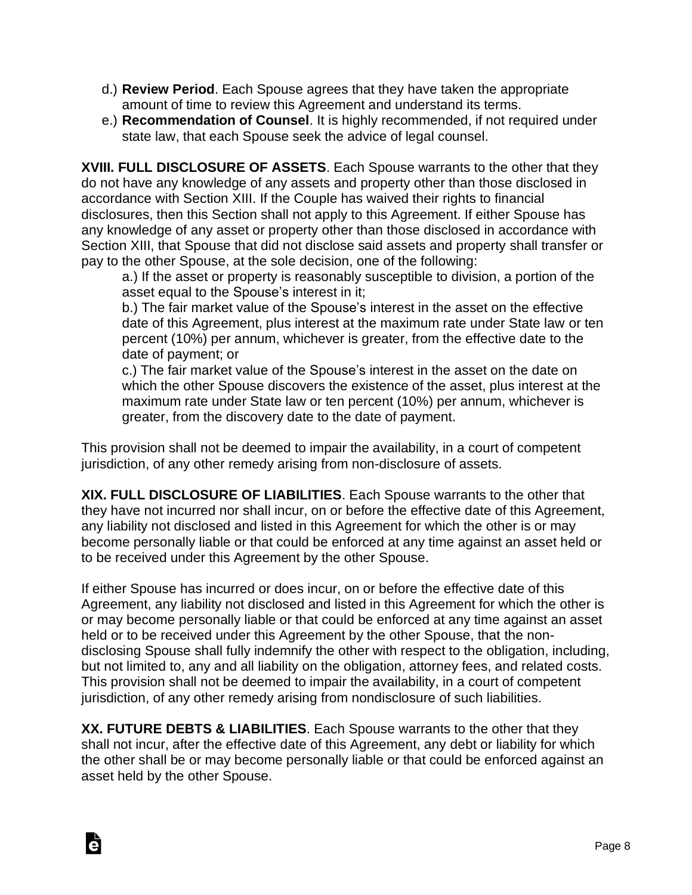d.) **Review Period**. Each Spouse agrees that they have taken the appropriate amount of time to review this Agreement and understand its terms.

e.) **Recommendation of Counsel**. It is highly recommended, if not required under state law, that each Spouse seek the advice of legal counsel.

**XVIII. FULL DISCLOSURE OF ASSETS**. Each Spouse warrants to the other that they do not have any knowledge of any assets and property other than those disclosed in accordance with Section XIII. If the Couple has waived their rights to financial disclosures, then this Section shall not apply to this Agreement. If either Spouse has any knowledge of any asset or property other than those disclosed in accordance with Section XIII, that Spouse that did not disclose said assets and property shall transfer or pay to the other Spouse, at the sole decision, one of the following:

a.) If the asset or property is reasonably susceptible to division, a portion of the asset equal to the Spouse's interest in it;

b.) The fair market value of the Spouse's interest in the asset on the effective date of this Agreement, plus interest at the maximum rate under State law or ten percent (10%) per annum, whichever is greater, from the effective date to the date of payment; or

c.) The fair market value of the Spouse's interest in the asset on the date on which the other Spouse discovers the existence of the asset, plus interest at the maximum rate under State law or ten percent (10%) per annum, whichever is greater, from the discovery date to the date of payment.

This provision shall not be deemed to impair the availability, in a court of competent jurisdiction, of any other remedy arising from non-disclosure of assets.

**XIX. FULL DISCLOSURE OF LIABILITIES**. Each Spouse warrants to the other that they have not incurred nor shall incur, on or before the effective date of this Agreement, any liability not disclosed and listed in this Agreement for which the other is or may become personally liable or that could be enforced at any time against an asset held or to be received under this Agreement by the other Spouse.

If either Spouse has incurred or does incur, on or before the effective date of this Agreement, any liability not disclosed and listed in this Agreement for which the other is or may become personally liable or that could be enforced at any time against an asset held or to be received under this Agreement by the other Spouse, that the non-disclosing Spouse shall fully indemnify the other with respect to the obligation, including, but not limited to, any and all liability on the obligation, attorney fees, and related costs. This provision shall not be deemed to impair the availability, in a court of competent jurisdiction, of any other remedy arising from nondisclosure of such liabilities.

**XX. FUTURE DEBTS & LIABILITIES**. Each Spouse warrants to the other that they shall not incur, after the effective date of this Agreement, any debt or liability for which the other shall be or may become personally liable or that could be enforced against an asset held by the other Spouse.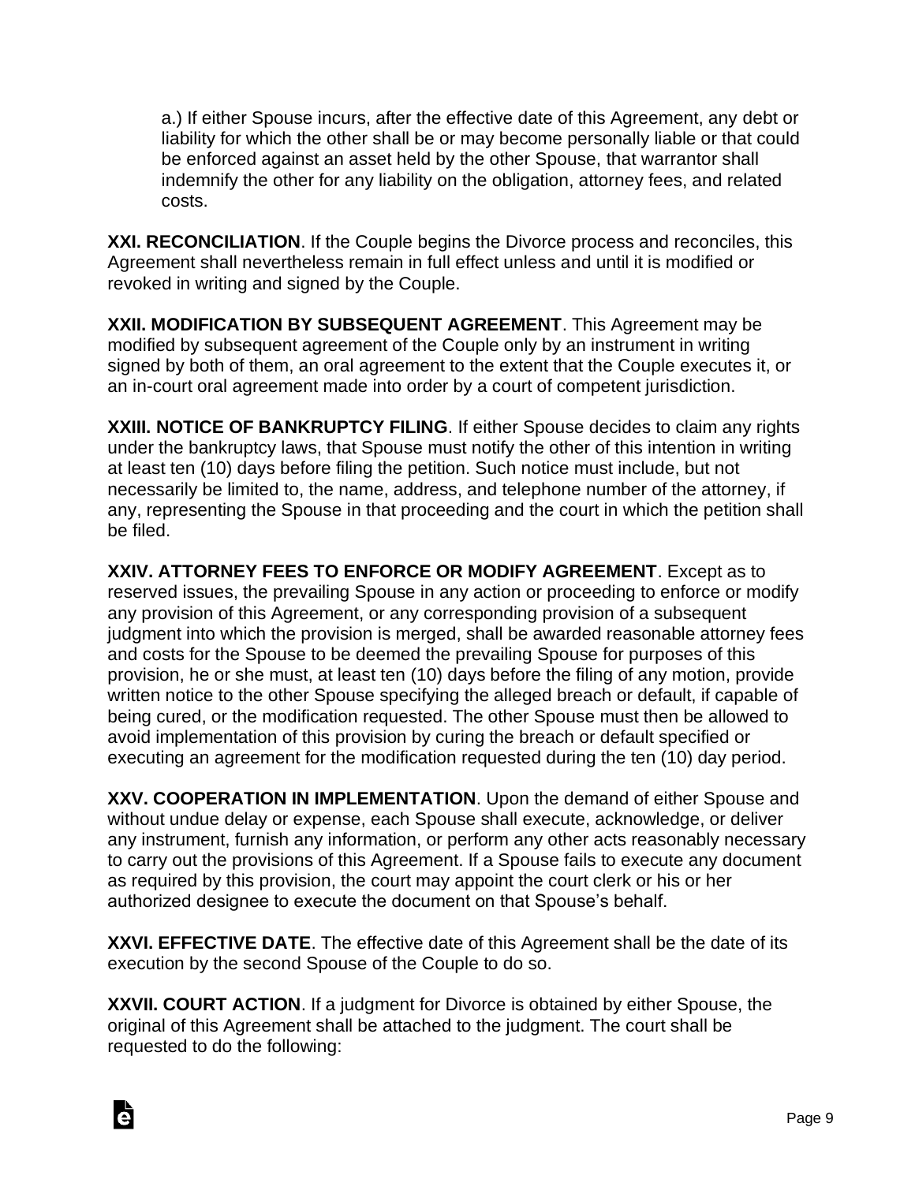a.) If either Spouse incurs, after the effective date of this Agreement, any debt or liability for which the other shall be or may become personally liable or that could be enforced against an asset held by the other Spouse, that warrantor shall indemnify the other for any liability on the obligation, attorney fees, and related costs.

**XXI. RECONCILIATION**. If the Couple begins the Divorce process and reconciles, this Agreement shall nevertheless remain in full effect unless and until it is modified or revoked in writing and signed by the Couple.

**XXII. MODIFICATION BY SUBSEQUENT AGREEMENT**. This Agreement may be modified by subsequent agreement of the Couple only by an instrument in writing signed by both of them, an oral agreement to the extent that the Couple executes it, or an in-court oral agreement made into order by a court of competent jurisdiction.

**XXIII. NOTICE OF BANKRUPTCY FILING**. If either Spouse decides to claim any rights under the bankruptcy laws, that Spouse must notify the other of this intention in writing at least ten (10) days before filing the petition. Such notice must include, but not necessarily be limited to, the name, address, and telephone number of the attorney, if any, representing the Spouse in that proceeding and the court in which the petition shall be filed.

**XXIV. ATTORNEY FEES TO ENFORCE OR MODIFY AGREEMENT**. Except as to reserved issues, the prevailing Spouse in any action or proceeding to enforce or modify any provision of this Agreement, or any corresponding provision of a subsequent judgment into which the provision is merged, shall be awarded reasonable attorney fees and costs for the Spouse to be deemed the prevailing Spouse for purposes of this provision, he or she must, at least ten (10) days before the filing of any motion, provide written notice to the other Spouse specifying the alleged breach or default, if capable of being cured, or the modification requested. The other Spouse must then be allowed to avoid implementation of this provision by curing the breach or default specified or executing an agreement for the modification requested during the ten (10) day period.

**XXV. COOPERATION IN IMPLEMENTATION**. Upon the demand of either Spouse and without undue delay or expense, each Spouse shall execute, acknowledge, or deliver any instrument, furnish any information, or perform any other acts reasonably necessary to carry out the provisions of this Agreement. If a Spouse fails to execute any document as required by this provision, the court may appoint the court clerk or his or her authorized designee to execute the document on that Spouse's behalf.

**XXVI. EFFECTIVE DATE**. The effective date of this Agreement shall be the date of its execution by the second Spouse of the Couple to do so.

**XXVII. COURT ACTION**. If a judgment for Divorce is obtained by either Spouse, the original of this Agreement shall be attached to the judgment. The court shall be requested to do the following: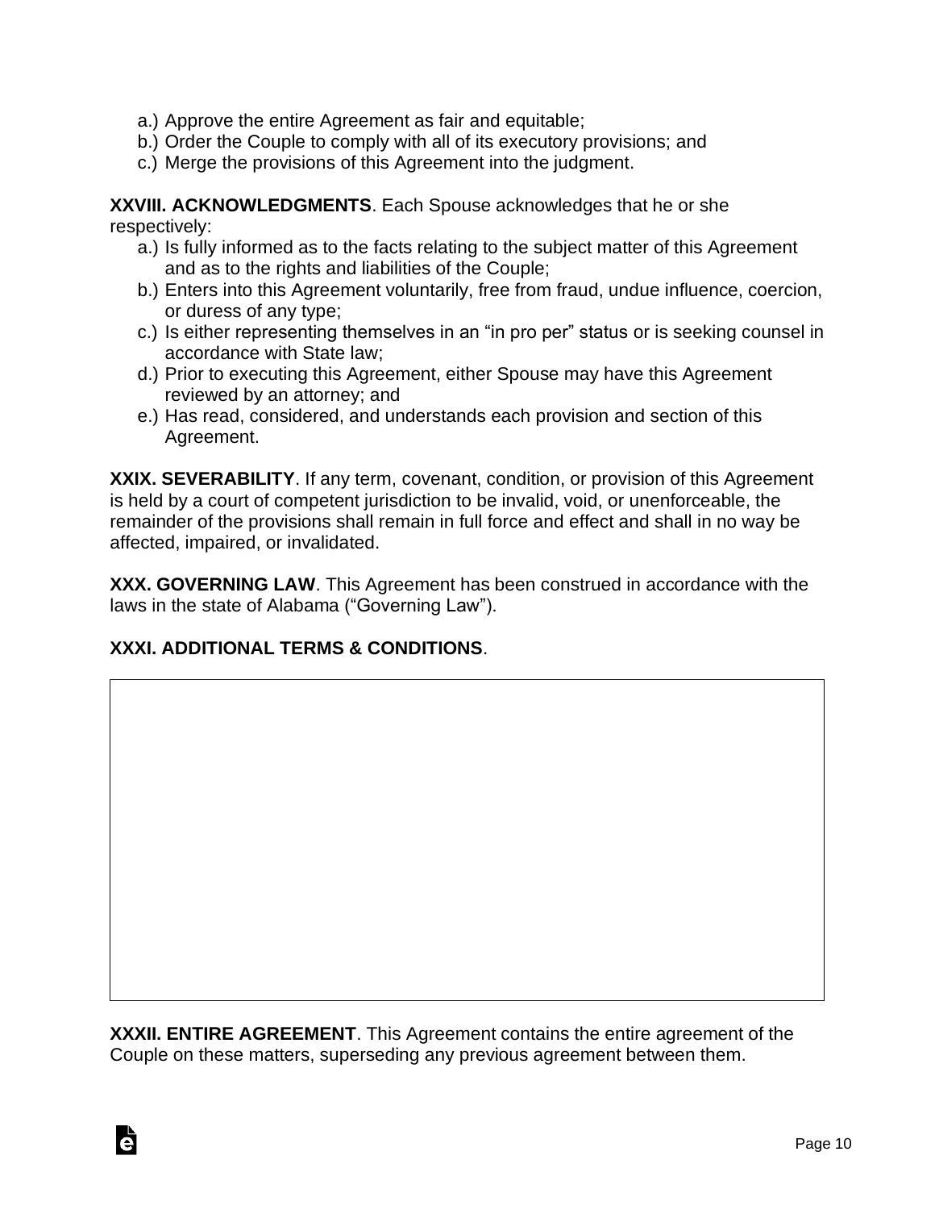a.) Approve the entire Agreement as fair and equitable;
b.) Order the Couple to comply with all of its executory provisions; and
c.) Merge the provisions of this Agreement into the judgment.

**XXVIII. ACKNOWLEDGMENTS**. Each Spouse acknowledges that he or she respectively:

a.) Is fully informed as to the facts relating to the subject matter of this Agreement and as to the rights and liabilities of the Couple;
b.) Enters into this Agreement voluntarily, free from fraud, undue influence, coercion, or duress of any type;
c.) Is either representing themselves in an "in pro per" status or is seeking counsel in accordance with State law;
d.) Prior to executing this Agreement, either Spouse may have this Agreement reviewed by an attorney; and
e.) Has read, considered, and understands each provision and section of this Agreement.

**XXIX. SEVERABILITY**. If any term, covenant, condition, or provision of this Agreement is held by a court of competent jurisdiction to be invalid, void, or unenforceable, the remainder of the provisions shall remain in full force and effect and shall in no way be affected, impaired, or invalidated.

**XXX. GOVERNING LAW**. This Agreement has been construed in accordance with the laws in the state of Alabama ("Governing Law").

**XXXI. ADDITIONAL TERMS & CONDITIONS**.

**XXXII. ENTIRE AGREEMENT**. This Agreement contains the entire agreement of the Couple on these matters, superseding any previous agreement between them.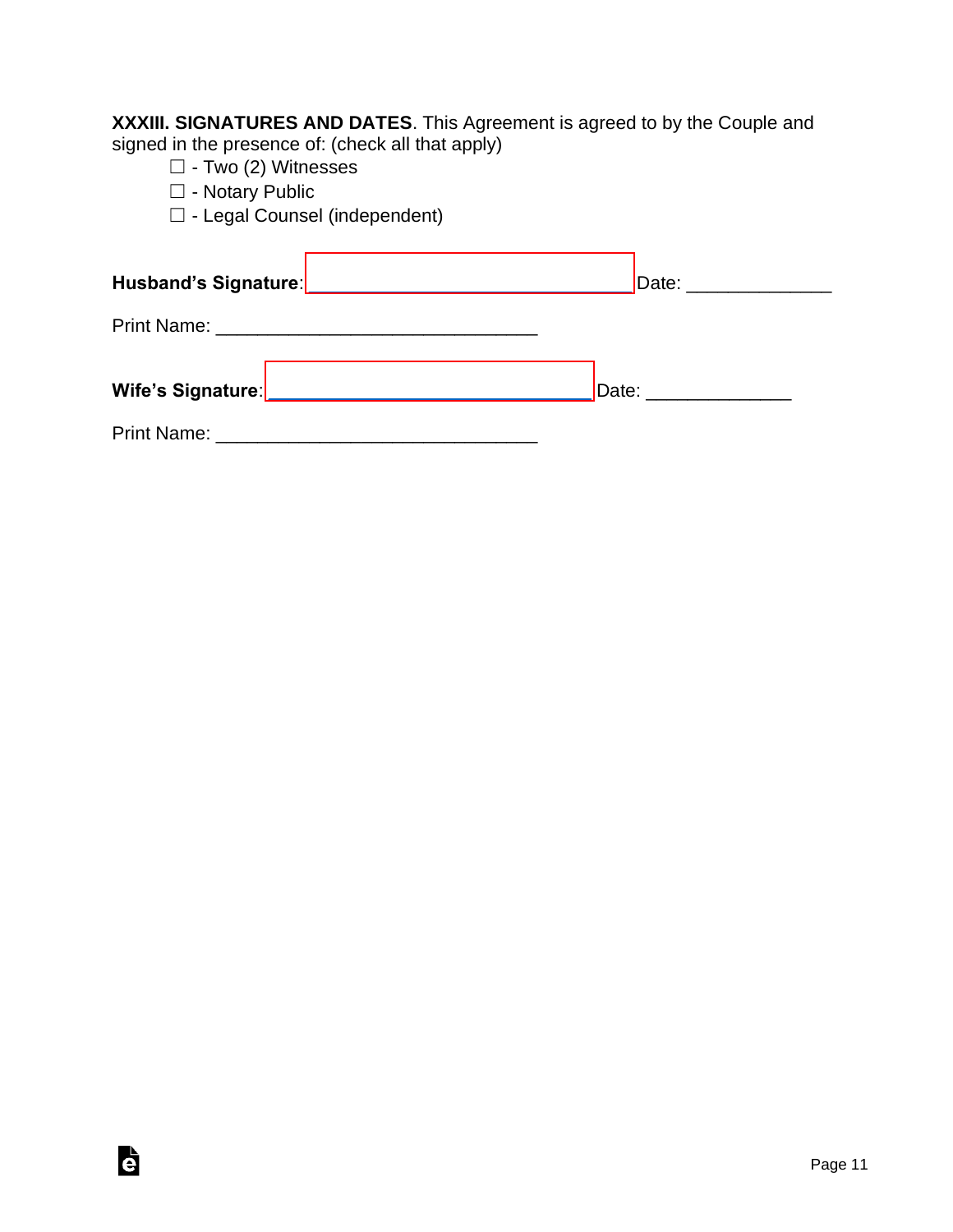**XXXIII. SIGNATURES AND DATES**. This Agreement is agreed to by the Couple and signed in the presence of: (check all that apply)

☐ - Two (2) Witnesses
☐ - Notary Public
☐ - Legal Counsel (independent)

**Husband's Signature**: ______________________________ Date: _____________

Print Name: ______________________________

**Wife's Signature**: ______________________________ Date: _____________

Print Name: ______________________________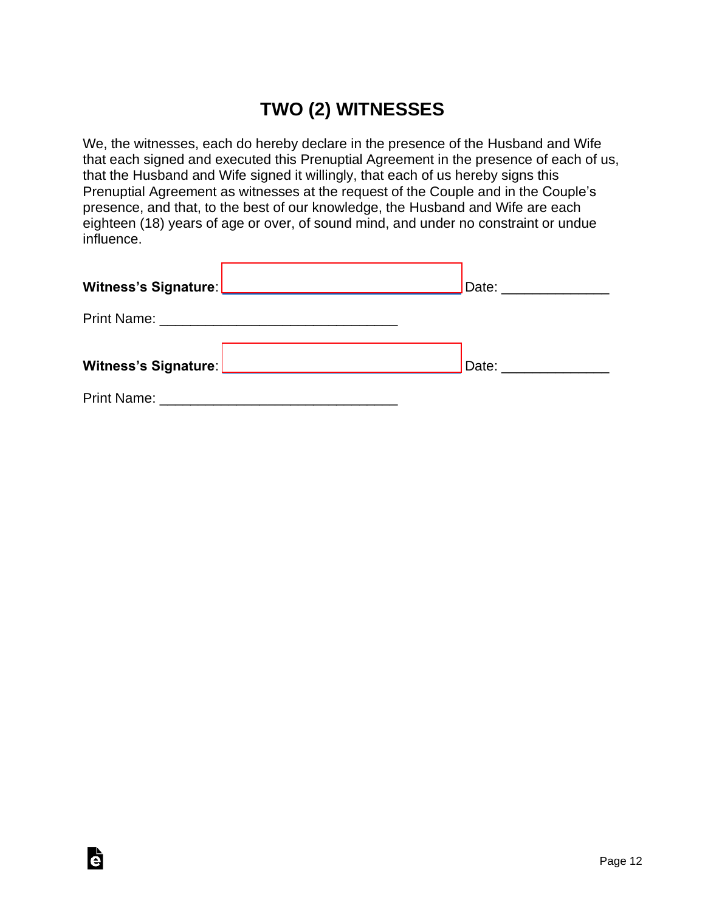# TWO (2) WITNESSES

We, the witnesses, each do hereby declare in the presence of the Husband and Wife that each signed and executed this Prenuptial Agreement in the presence of each of us, that the Husband and Wife signed it willingly, that each of us hereby signs this Prenuptial Agreement as witnesses at the request of the Couple and in the Couple's presence, and that, to the best of our knowledge, the Husband and Wife are each eighteen (18) years of age or over, of sound mind, and under no constraint or undue influence.

**Witness's Signature**: _______________________________ Date: ______________

Print Name: _______________________________

**Witness's Signature**: _______________________________ Date: ______________

Print Name: _______________________________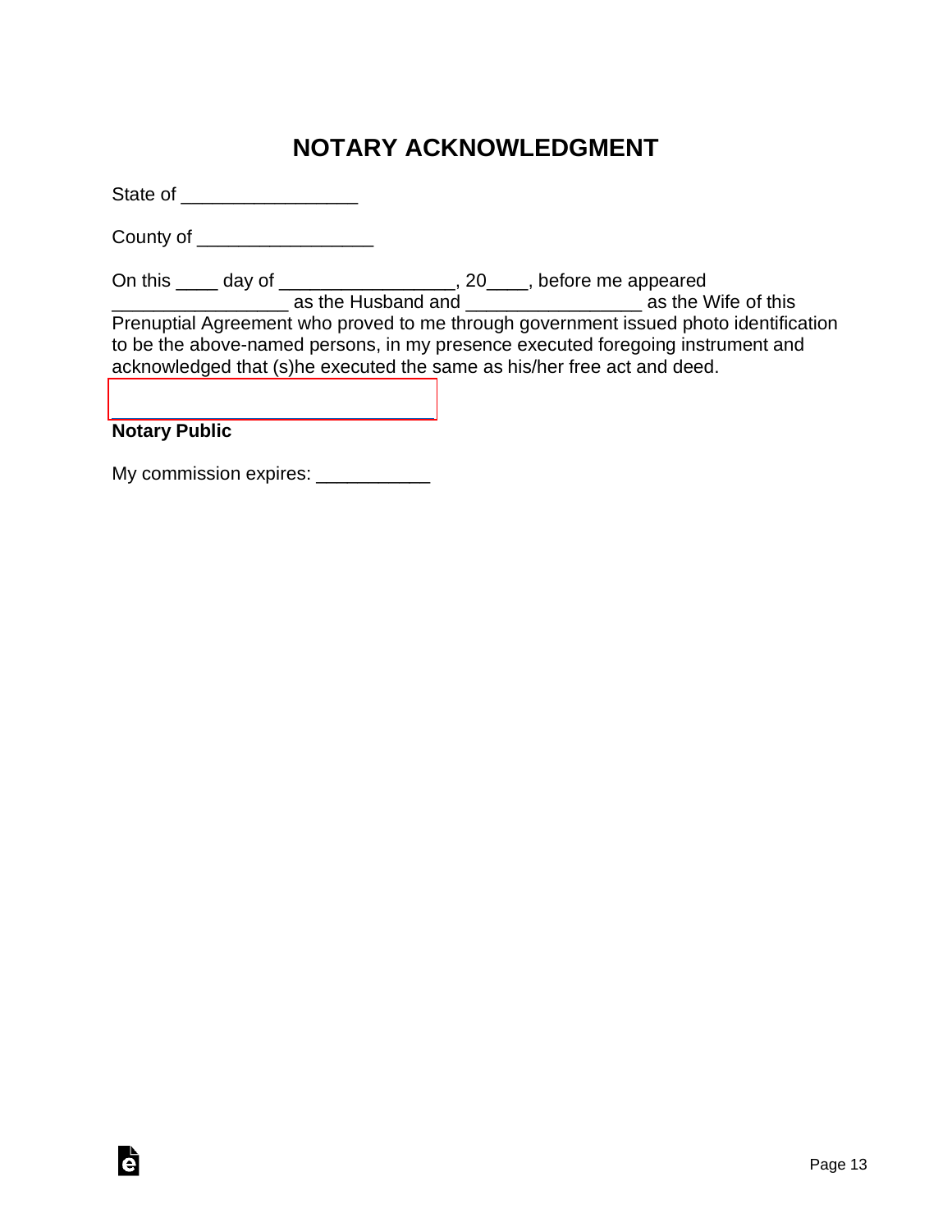# NOTARY ACKNOWLEDGMENT

State of _________________

County of _________________

On this ____ day of _________________, 20____, before me appeared _________________ as the Husband and _________________ as the Wife of this Prenuptial Agreement who proved to me through government issued photo identification to be the above-named persons, in my presence executed foregoing instrument and acknowledged that (s)he executed the same as his/her free act and deed.

______________________________

**Notary Public**

My commission expires: ___________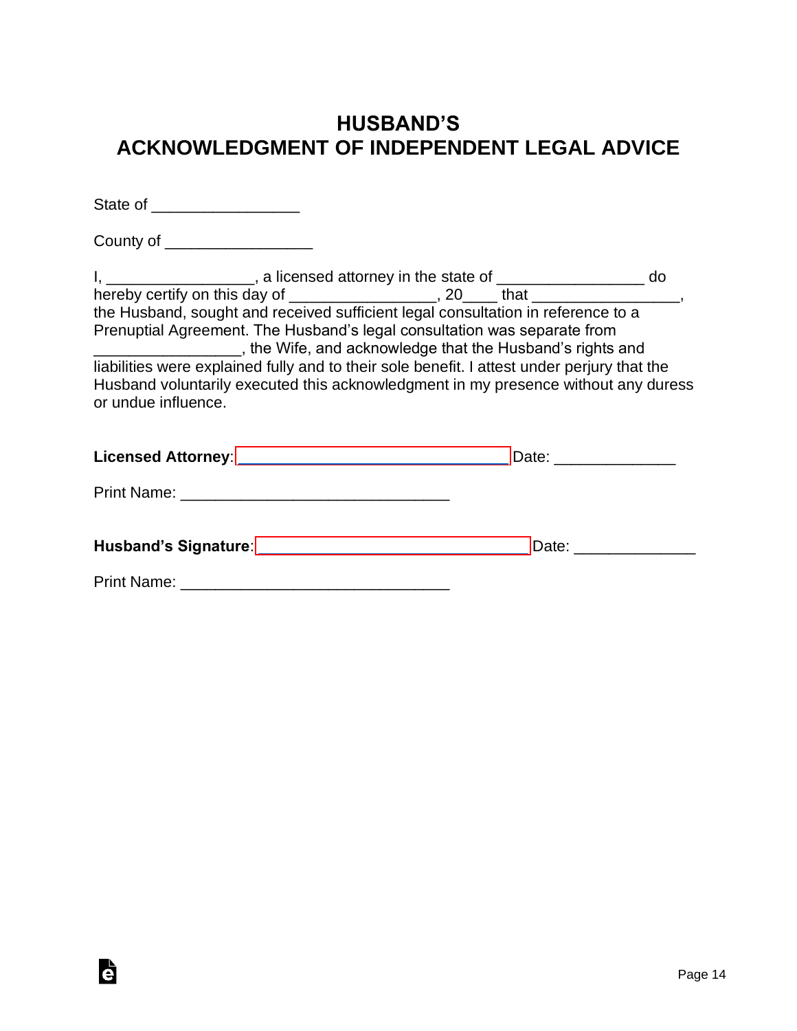# HUSBAND'S ACKNOWLEDGMENT OF INDEPENDENT LEGAL ADVICE

State of _________________

County of _________________

I, _________________, a licensed attorney in the state of _________________ do hereby certify on this day of _________________, 20____ that _________________, the Husband, sought and received sufficient legal consultation in reference to a Prenuptial Agreement. The Husband's legal consultation was separate from _________________, the Wife, and acknowledge that the Husband's rights and liabilities were explained fully and to their sole benefit. I attest under perjury that the Husband voluntarily executed this acknowledgment in my presence without any duress or undue influence.

**Licensed Attorney**: _______________________________ Date: ______________

Print Name: _______________________________

**Husband's Signature**: _______________________________ Date: ______________

Print Name: _______________________________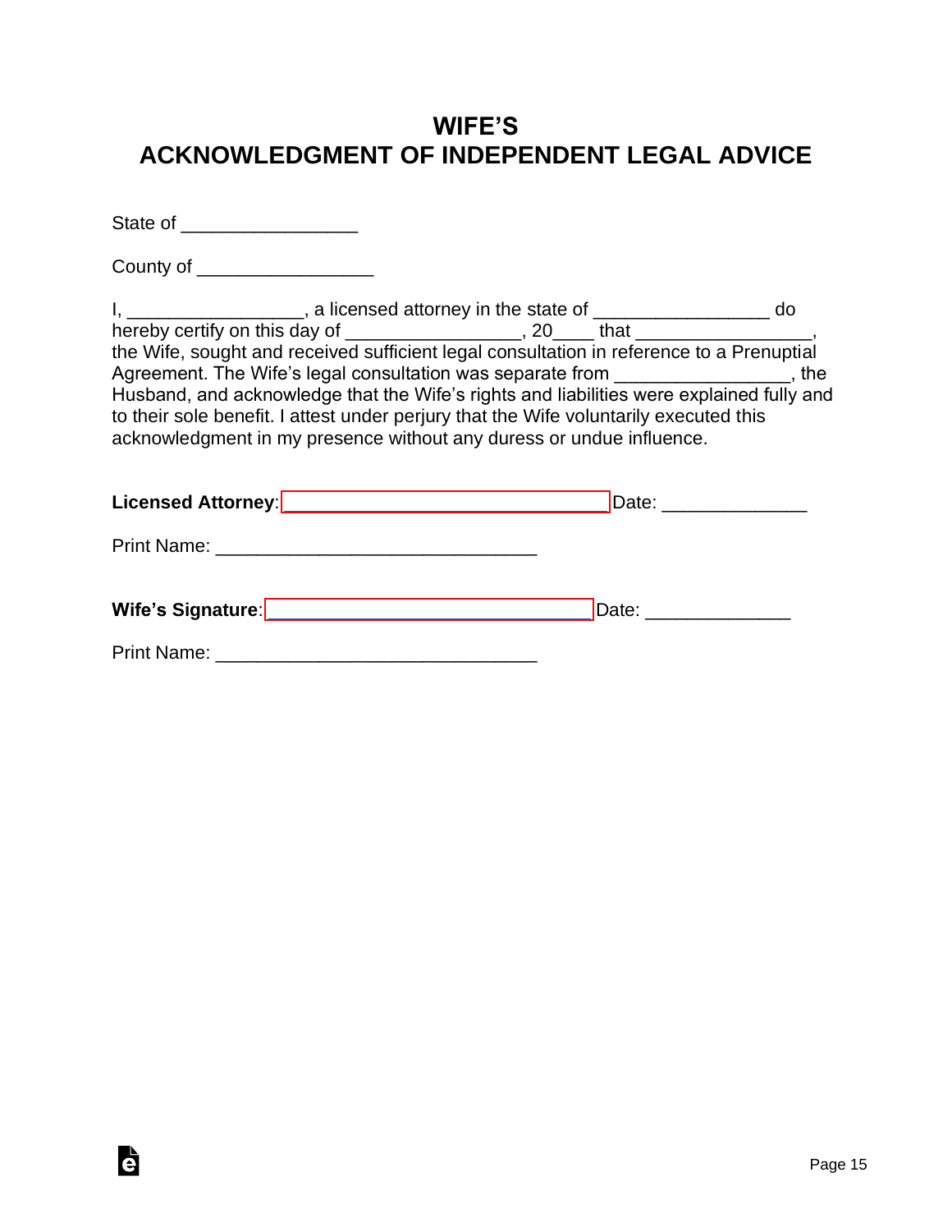# WIFE'S
# ACKNOWLEDGMENT OF INDEPENDENT LEGAL ADVICE

State of _________________

County of _________________

I, _________________, a licensed attorney in the state of _________________ do hereby certify on this day of _________________, 20____ that _________________, the Wife, sought and received sufficient legal consultation in reference to a Prenuptial Agreement. The Wife's legal consultation was separate from _________________, the Husband, and acknowledge that the Wife's rights and liabilities were explained fully and to their sole benefit. I attest under perjury that the Wife voluntarily executed this acknowledgment in my presence without any duress or undue influence.

**Licensed Attorney**: _______________________________ Date: ______________

Print Name: _______________________________

**Wife's Signature**: _______________________________ Date: ______________

Print Name: _______________________________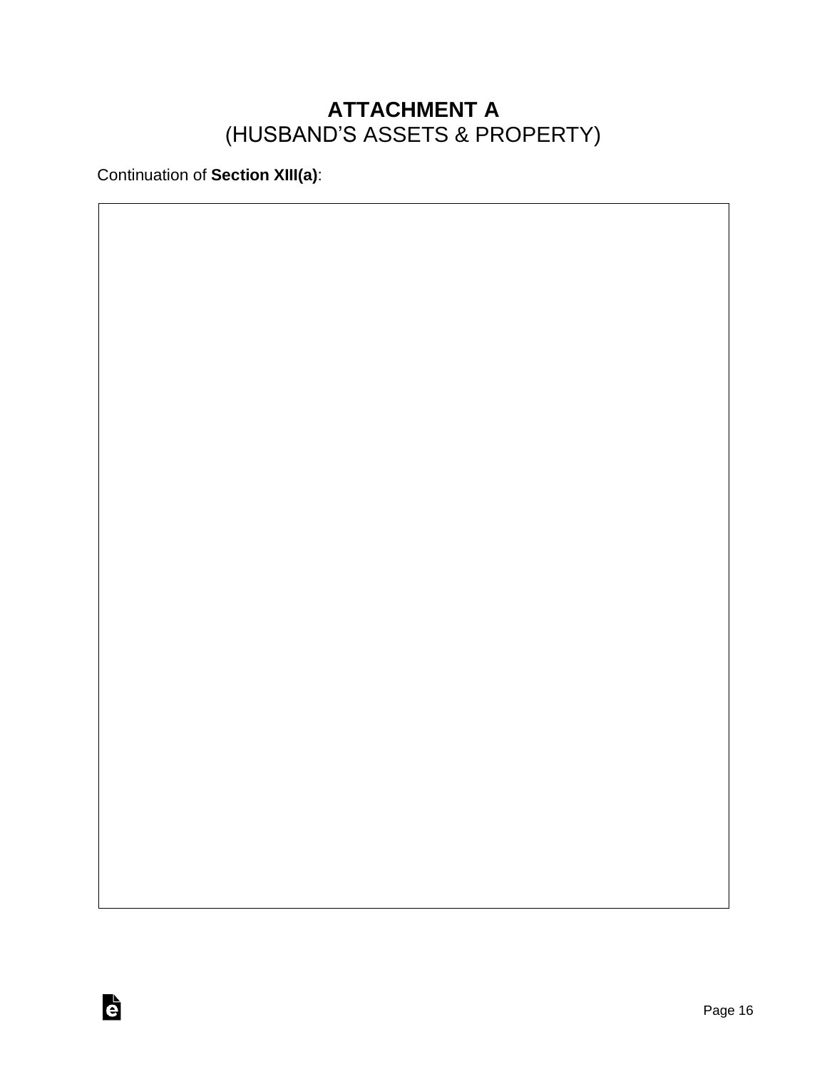# ATTACHMENT A
## (HUSBAND'S ASSETS & PROPERTY)

Continuation of **Section XIII(a)**: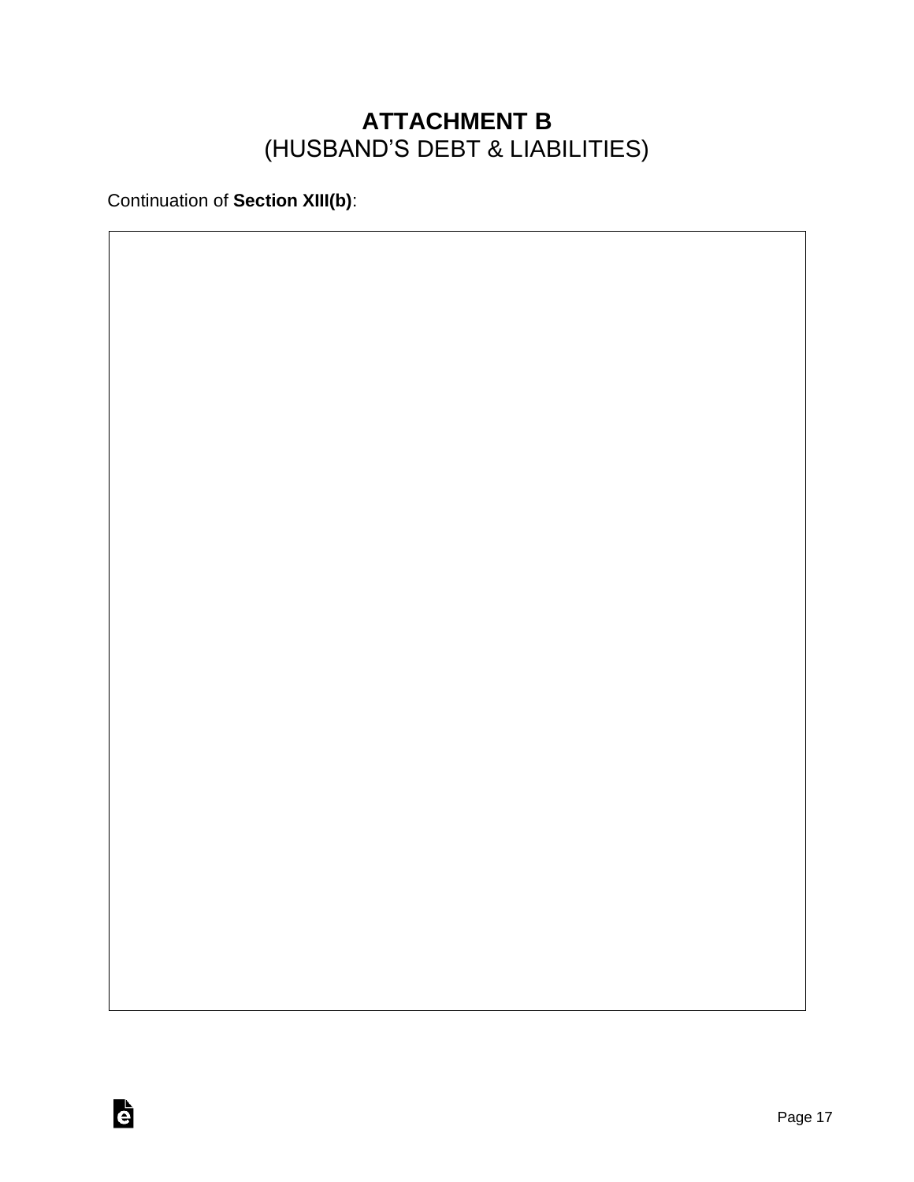# ATTACHMENT B
(HUSBAND'S DEBT & LIABILITIES)

Continuation of **Section XIII(b)**: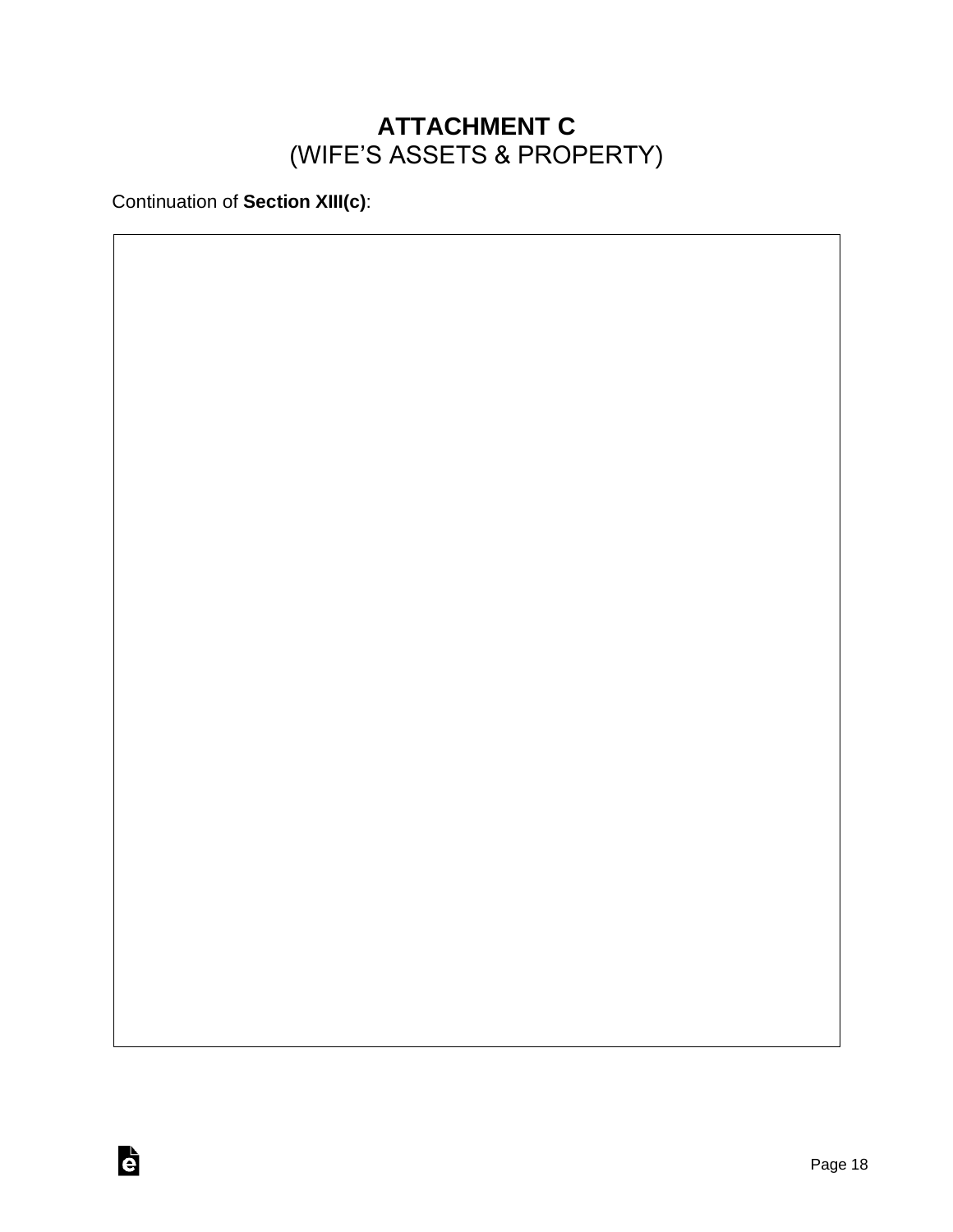# **ATTACHMENT C**
## (WIFE'S ASSETS & PROPERTY)

Continuation of **Section XIII(c)**: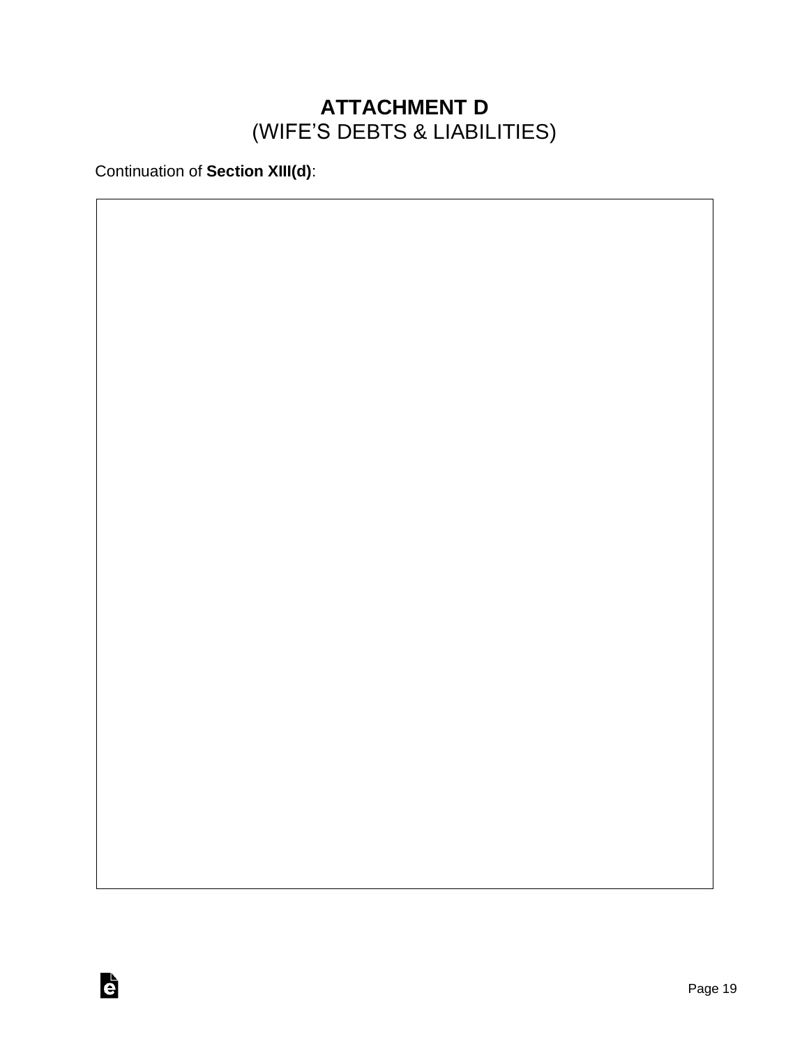# ATTACHMENT D
(WIFE'S DEBTS & LIABILITIES)

Continuation of **Section XIII(d)**: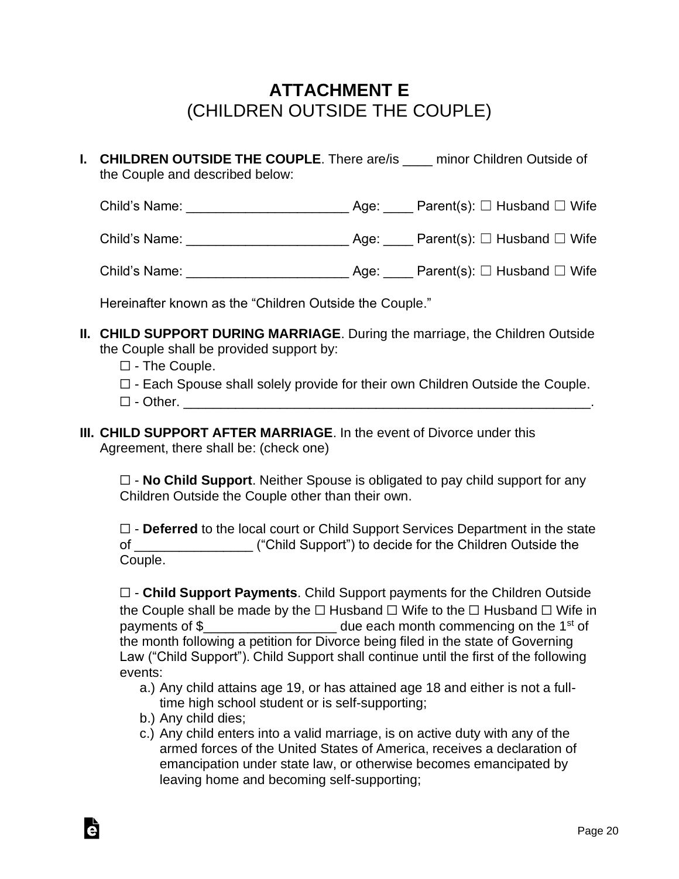# ATTACHMENT E
(CHILDREN OUTSIDE THE COUPLE)

**I. CHILDREN OUTSIDE THE COUPLE**. There are/is ____ minor Children Outside of the Couple and described below:

Child's Name: _____________________ Age: ____ Parent(s): ☐ Husband ☐ Wife

Child's Name: _____________________ Age: ____ Parent(s): ☐ Husband ☐ Wife

Child's Name: _____________________ Age: ____ Parent(s): ☐ Husband ☐ Wife

Hereinafter known as the "Children Outside the Couple."

**II. CHILD SUPPORT DURING MARRIAGE**. During the marriage, the Children Outside the Couple shall be provided support by:

☐ - The Couple.

☐ - Each Spouse shall solely provide for their own Children Outside the Couple.

☐ - Other. _________________________________________________________.

**III. CHILD SUPPORT AFTER MARRIAGE**. In the event of Divorce under this Agreement, there shall be: (check one)

☐ - **No Child Support**. Neither Spouse is obligated to pay child support for any Children Outside the Couple other than their own.

☐ - **Deferred** to the local court or Child Support Services Department in the state of _______________ ("Child Support") to decide for the Children Outside the Couple.

☐ - **Child Support Payments**. Child Support payments for the Children Outside the Couple shall be made by the ☐ Husband ☐ Wife to the ☐ Husband ☐ Wife in payments of $_________________ due each month commencing on the 1st of the month following a petition for Divorce being filed in the state of Governing Law ("Child Support"). Child Support shall continue until the first of the following events:

a.) Any child attains age 19, or has attained age 18 and either is not a full-time high school student or is self-supporting;

b.) Any child dies;

c.) Any child enters into a valid marriage, is on active duty with any of the armed forces of the United States of America, receives a declaration of emancipation under state law, or otherwise becomes emancipated by leaving home and becoming self-supporting;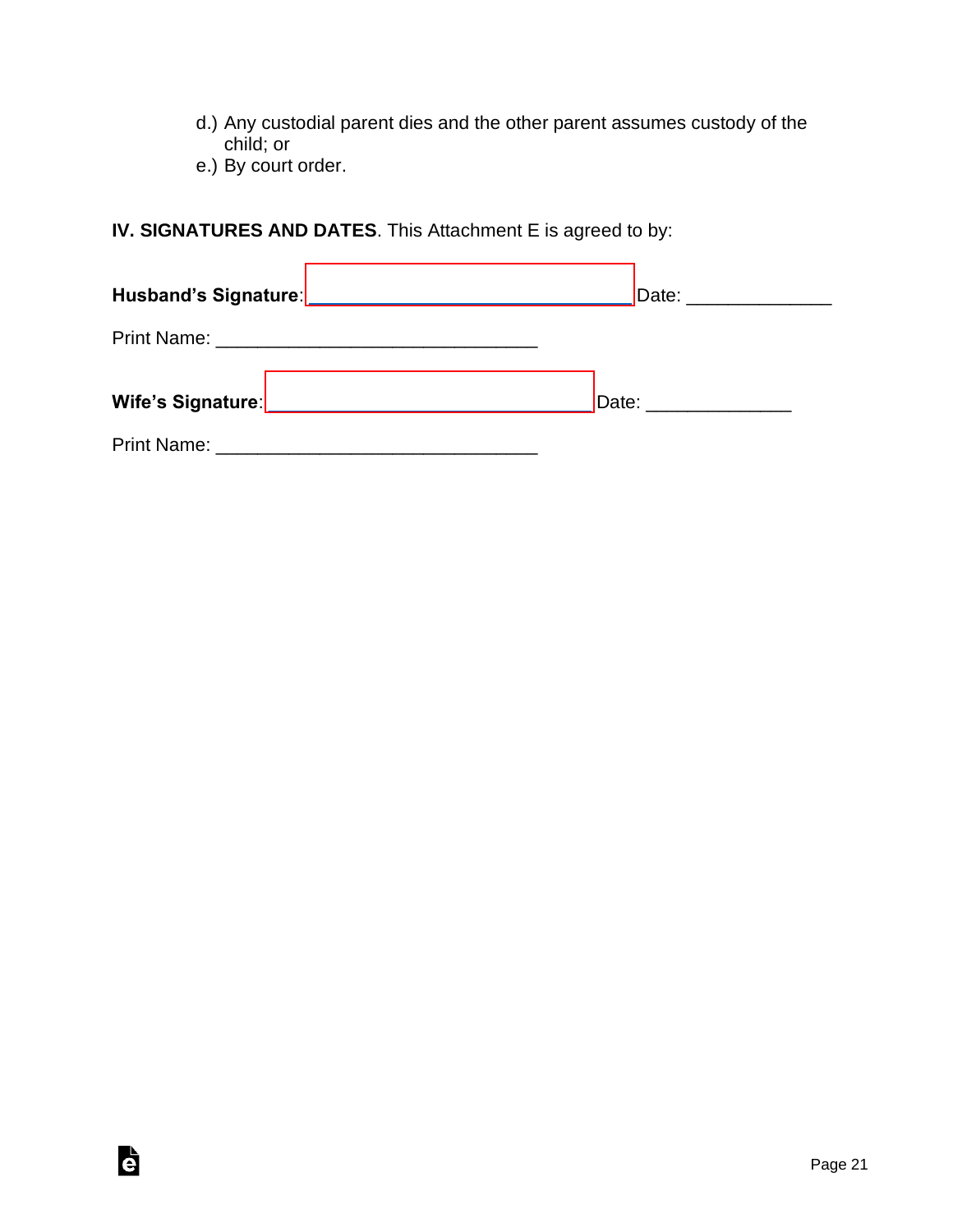d.) Any custodial parent dies and the other parent assumes custody of the child; or

e.) By court order.

**IV. SIGNATURES AND DATES**. This Attachment E is agreed to by:

**Husband's Signature**: _______________________________ Date: ______________

Print Name: _______________________________

**Wife's Signature**: _______________________________ Date: ______________

Print Name: _______________________________